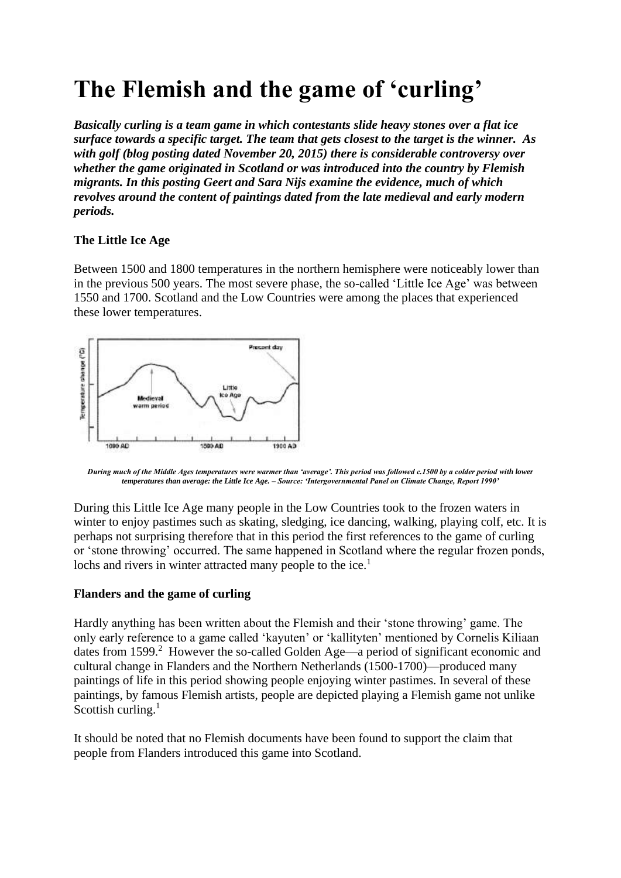# The Flemish and the game of 'curling'

***Basically curling is a team game in which contestants slide heavy stones over a flat ice surface towards a specific target. The team that gets closest to the target is the winner. As with golf (blog posting dated November 20, 2015) there is considerable controversy over whether the game originated in Scotland or was introduced into the country by Flemish migrants. In this posting Geert and Sara Nijs examine the evidence, much of which revolves around the content of paintings dated from the late medieval and early modern periods.***

**The Little Ice Age**

Between 1500 and 1800 temperatures in the northern hemisphere were noticeably lower than in the previous 500 years. The most severe phase, the so-called 'Little Ice Age' was between 1550 and 1700. Scotland and the Low Countries were among the places that experienced these lower temperatures.

*During much of the Middle Ages temperatures were warmer than 'average'. This period was followed c.1500 by a colder period with lower temperatures than average: the Little Ice Age. – Source: 'Intergovernmental Panel on Climate Change, Report 1990'*

During this Little Ice Age many people in the Low Countries took to the frozen waters in winter to enjoy pastimes such as skating, sledging, ice dancing, walking, playing colf, etc. It is perhaps not surprising therefore that in this period the first references to the game of curling or 'stone throwing' occurred. The same happened in Scotland where the regular frozen ponds, lochs and rivers in winter attracted many people to the ice.[1]

**Flanders and the game of curling**

Hardly anything has been written about the Flemish and their 'stone throwing' game. The only early reference to a game called 'kayuten' or 'kallityten' mentioned by Cornelis Kiliaan dates from 1599.[2] However the so-called Golden Age—a period of significant economic and cultural change in Flanders and the Northern Netherlands (1500-1700)—produced many paintings of life in this period showing people enjoying winter pastimes. In several of these paintings, by famous Flemish artists, people are depicted playing a Flemish game not unlike Scottish curling.[1]

It should be noted that no Flemish documents have been found to support the claim that people from Flanders introduced this game into Scotland.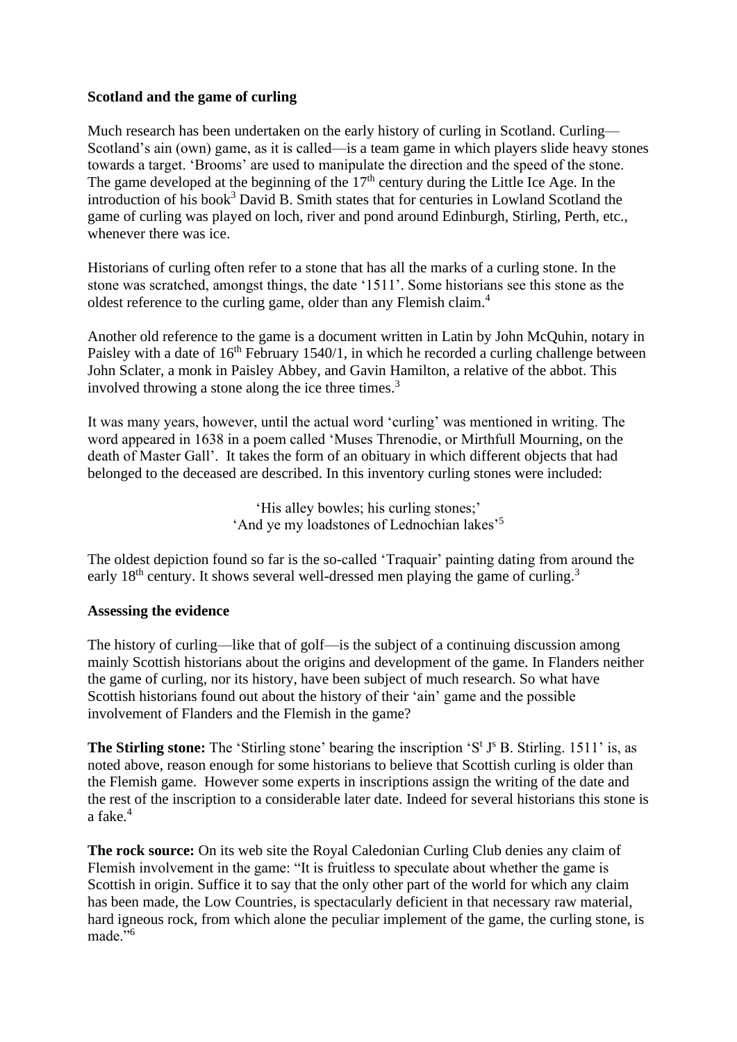**Scotland and the game of curling**

Much research has been undertaken on the early history of curling in Scotland. Curling—Scotland's ain (own) game, as it is called—is a team game in which players slide heavy stones towards a target. 'Brooms' are used to manipulate the direction and the speed of the stone. The game developed at the beginning of the 17th century during the Little Ice Age. In the introduction of his book[3] David B. Smith states that for centuries in Lowland Scotland the game of curling was played on loch, river and pond around Edinburgh, Stirling, Perth, etc., whenever there was ice.

Historians of curling often refer to a stone that has all the marks of a curling stone. In the stone was scratched, amongst things, the date '1511'. Some historians see this stone as the oldest reference to the curling game, older than any Flemish claim.[4]

Another old reference to the game is a document written in Latin by John McQuhin, notary in Paisley with a date of 16th February 1540/1, in which he recorded a curling challenge between John Sclater, a monk in Paisley Abbey, and Gavin Hamilton, a relative of the abbot. This involved throwing a stone along the ice three times.[3]

It was many years, however, until the actual word 'curling' was mentioned in writing. The word appeared in 1638 in a poem called 'Muses Threnodie, or Mirthfull Mourning, on the death of Master Gall'. It takes the form of an obituary in which different objects that had belonged to the deceased are described. In this inventory curling stones were included:

> 'His alley bowles; his curling stones;'
> 'And ye my loadstones of Lednochian lakes'[5]

The oldest depiction found so far is the so-called 'Traquair' painting dating from around the early 18th century. It shows several well-dressed men playing the game of curling.[3]

**Assessing the evidence**

The history of curling—like that of golf—is the subject of a continuing discussion among mainly Scottish historians about the origins and development of the game. In Flanders neither the game of curling, nor its history, have been subject of much research. So what have Scottish historians found out about the history of their 'ain' game and the possible involvement of Flanders and the Flemish in the game?

**The Stirling stone:** The 'Stirling stone' bearing the inscription 'St Js B. Stirling. 1511' is, as noted above, reason enough for some historians to believe that Scottish curling is older than the Flemish game. However some experts in inscriptions assign the writing of the date and the rest of the inscription to a considerable later date. Indeed for several historians this stone is a fake.[4]

**The rock source:** On its web site the Royal Caledonian Curling Club denies any claim of Flemish involvement in the game: "It is fruitless to speculate about whether the game is Scottish in origin. Suffice it to say that the only other part of the world for which any claim has been made, the Low Countries, is spectacularly deficient in that necessary raw material, hard igneous rock, from which alone the peculiar implement of the game, the curling stone, is made."[6]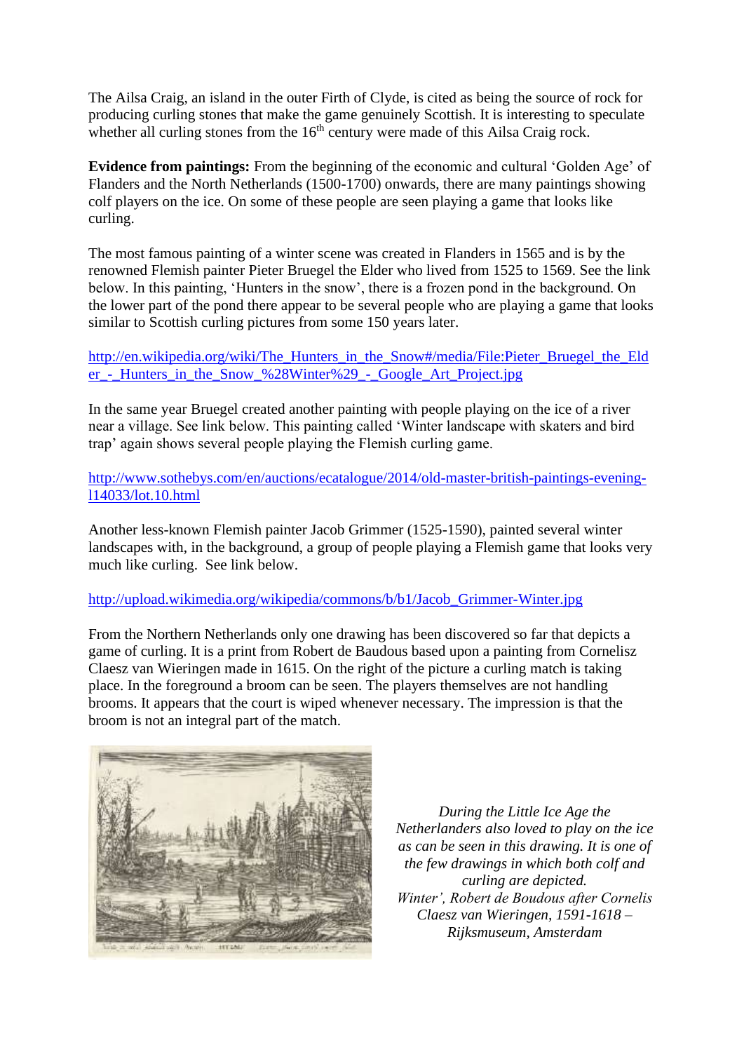The Ailsa Craig, an island in the outer Firth of Clyde, is cited as being the source of rock for producing curling stones that make the game genuinely Scottish. It is interesting to speculate whether all curling stones from the 16th century were made of this Ailsa Craig rock.

**Evidence from paintings:** From the beginning of the economic and cultural 'Golden Age' of Flanders and the North Netherlands (1500-1700) onwards, there are many paintings showing colf players on the ice. On some of these people are seen playing a game that looks like curling.

The most famous painting of a winter scene was created in Flanders in 1565 and is by the renowned Flemish painter Pieter Bruegel the Elder who lived from 1525 to 1569. See the link below. In this painting, 'Hunters in the snow', there is a frozen pond in the background. On the lower part of the pond there appear to be several people who are playing a game that looks similar to Scottish curling pictures from some 150 years later.

http://en.wikipedia.org/wiki/The_Hunters_in_the_Snow#/media/File:Pieter_Bruegel_the_Elder_-_Hunters_in_the_Snow_%28Winter%29_-_Google_Art_Project.jpg

In the same year Bruegel created another painting with people playing on the ice of a river near a village. See link below. This painting called 'Winter landscape with skaters and bird trap' again shows several people playing the Flemish curling game.

http://www.sothebys.com/en/auctions/ecatalogue/2014/old-master-british-paintings-evening-l14033/lot.10.html

Another less-known Flemish painter Jacob Grimmer (1525-1590), painted several winter landscapes with, in the background, a group of people playing a Flemish game that looks very much like curling. See link below.

http://upload.wikimedia.org/wikipedia/commons/b/b1/Jacob_Grimmer-Winter.jpg

From the Northern Netherlands only one drawing has been discovered so far that depicts a game of curling. It is a print from Robert de Baudous based upon a painting from Cornelisz Claesz van Wieringen made in 1615. On the right of the picture a curling match is taking place. In the foreground a broom can be seen. The players themselves are not handling brooms. It appears that the court is wiped whenever necessary. The impression is that the broom is not an integral part of the match.

*During the Little Ice Age the Netherlanders also loved to play on the ice as can be seen in this drawing. It is one of the few drawings in which both colf and curling are depicted.*
*Winter', Robert de Boudous after Cornelis Claesz van Wieringen, 1591-1618 – Rijksmuseum, Amsterdam*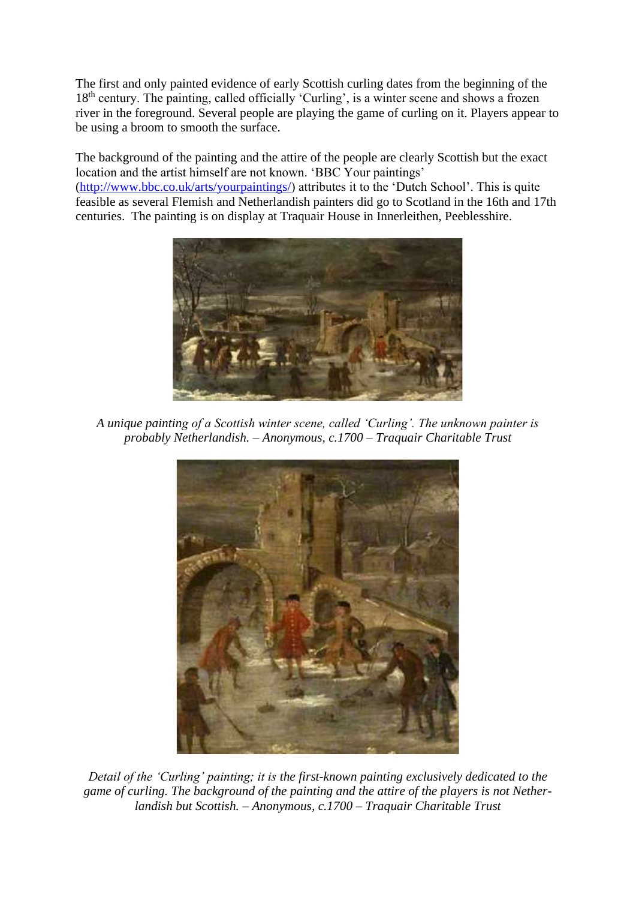The first and only painted evidence of early Scottish curling dates from the beginning of the 18th century. The painting, called officially 'Curling', is a winter scene and shows a frozen river in the foreground. Several people are playing the game of curling on it. Players appear to be using a broom to smooth the surface.

The background of the painting and the attire of the people are clearly Scottish but the exact location and the artist himself are not known. 'BBC Your paintings' (http://www.bbc.co.uk/arts/yourpaintings/) attributes it to the 'Dutch School'. This is quite feasible as several Flemish and Netherlandish painters did go to Scotland in the 16th and 17th centuries. The painting is on display at Traquair House in Innerleithen, Peeblesshire.

*A unique painting of a Scottish winter scene, called 'Curling'. The unknown painter is probably Netherlandish. – Anonymous, c.1700 – Traquair Charitable Trust*

*Detail of the 'Curling' painting; it is the first-known painting exclusively dedicated to the game of curling. The background of the painting and the attire of the players is not Netherlandish but Scottish. – Anonymous, c.1700 – Traquair Charitable Trust*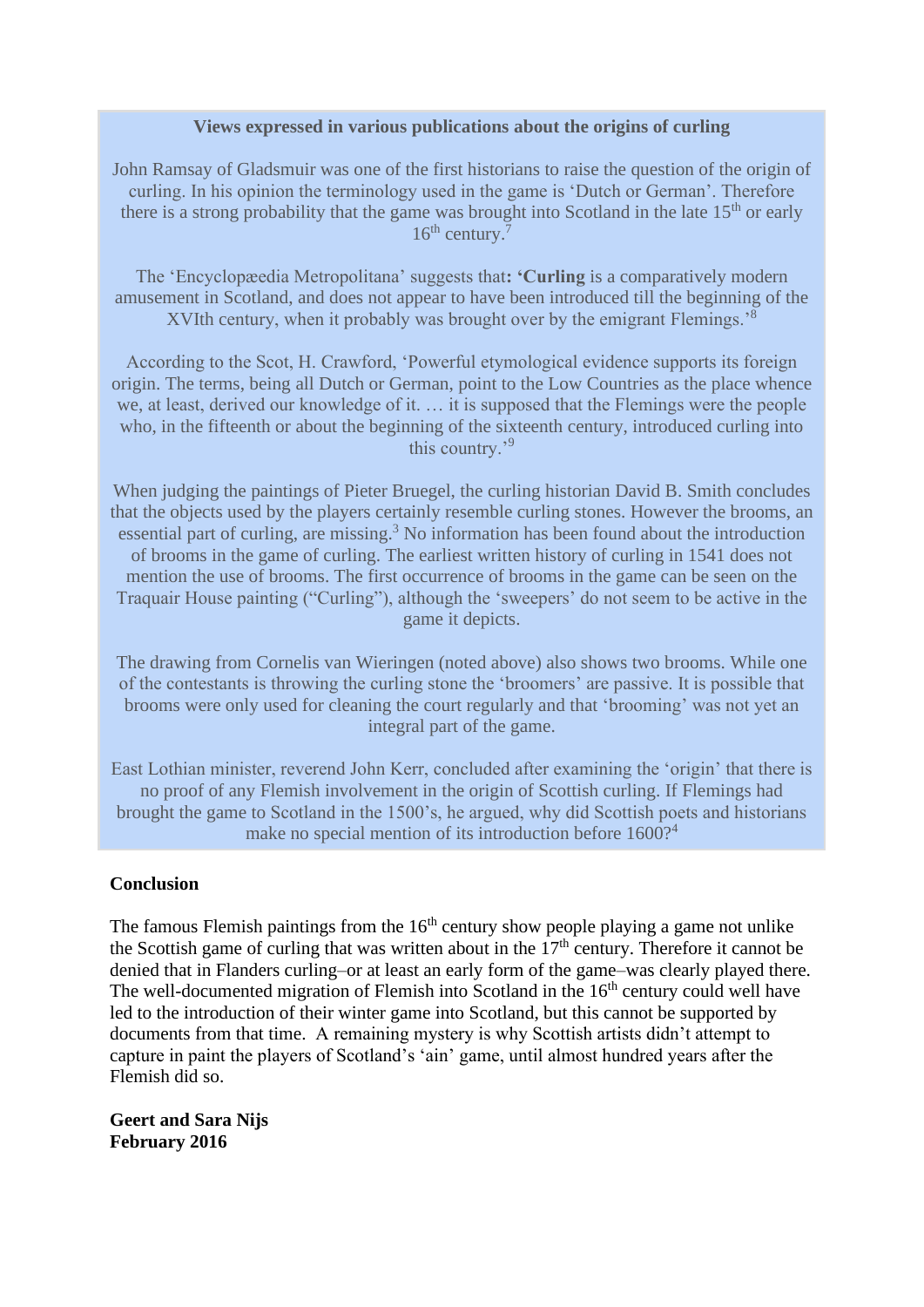**Views expressed in various publications about the origins of curling**

John Ramsay of Gladsmuir was one of the first historians to raise the question of the origin of curling. In his opinion the terminology used in the game is 'Dutch or German'. Therefore there is a strong probability that the game was brought into Scotland in the late 15th or early 16th century.[7]

The 'Encyclopædia Metropolitana' suggests that**: 'Curling** is a comparatively modern amusement in Scotland, and does not appear to have been introduced till the beginning of the XVIth century, when it probably was brought over by the emigrant Flemings.'[8]

According to the Scot, H. Crawford, 'Powerful etymological evidence supports its foreign origin. The terms, being all Dutch or German, point to the Low Countries as the place whence we, at least, derived our knowledge of it. … it is supposed that the Flemings were the people who, in the fifteenth or about the beginning of the sixteenth century, introduced curling into this country.'[9]

When judging the paintings of Pieter Bruegel, the curling historian David B. Smith concludes that the objects used by the players certainly resemble curling stones. However the brooms, an essential part of curling, are missing.[3] No information has been found about the introduction of brooms in the game of curling. The earliest written history of curling in 1541 does not mention the use of brooms. The first occurrence of brooms in the game can be seen on the Traquair House painting ("Curling"), although the 'sweepers' do not seem to be active in the game it depicts.

The drawing from Cornelis van Wieringen (noted above) also shows two brooms. While one of the contestants is throwing the curling stone the 'broomers' are passive. It is possible that brooms were only used for cleaning the court regularly and that 'brooming' was not yet an integral part of the game.

East Lothian minister, reverend John Kerr, concluded after examining the 'origin' that there is no proof of any Flemish involvement in the origin of Scottish curling. If Flemings had brought the game to Scotland in the 1500's, he argued, why did Scottish poets and historians make no special mention of its introduction before 1600?[4]

**Conclusion**

The famous Flemish paintings from the 16th century show people playing a game not unlike the Scottish game of curling that was written about in the 17th century. Therefore it cannot be denied that in Flanders curling–or at least an early form of the game–was clearly played there. The well-documented migration of Flemish into Scotland in the 16th century could well have led to the introduction of their winter game into Scotland, but this cannot be supported by documents from that time. A remaining mystery is why Scottish artists didn't attempt to capture in paint the players of Scotland's 'ain' game, until almost hundred years after the Flemish did so.

**Geert and Sara Nijs**
**February 2016**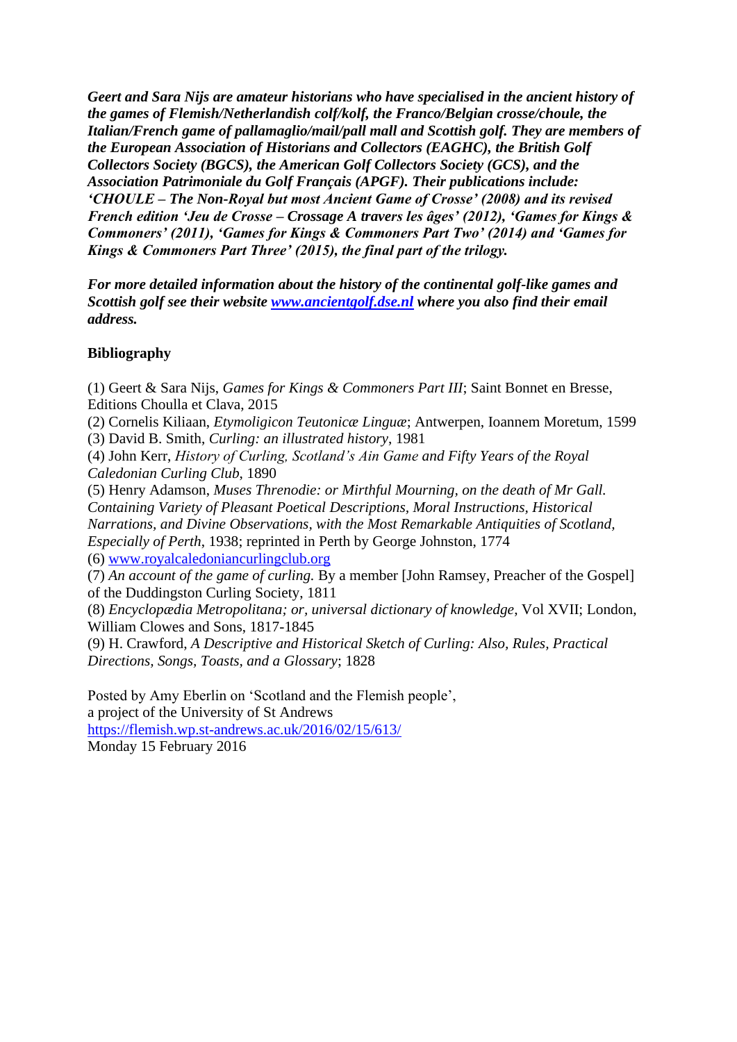***Geert and Sara Nijs are amateur historians who have specialised in the ancient history of the games of Flemish/Netherlandish colf/kolf, the Franco/Belgian crosse/choule, the Italian/French game of pallamaglio/mail/pall mall and Scottish golf. They are members of the European Association of Historians and Collectors (EAGHC), the British Golf Collectors Society (BGCS), the American Golf Collectors Society (GCS), and the Association Patrimoniale du Golf Français (APGF). Their publications include: 'CHOULE – The Non-Royal but most Ancient Game of Crosse' (2008) and its revised French edition 'Jeu de Crosse – Crossage A travers les âges' (2012), 'Games for Kings & Commoners' (2011), 'Games for Kings & Commoners Part Two' (2014) and 'Games for Kings & Commoners Part Three' (2015), the final part of the trilogy.***

***For more detailed information about the history of the continental golf-like games and Scottish golf see their website [www.ancientgolf.dse.nl](www.ancientgolf.dse.nl) where you also find their email address.***

**Bibliography**

(1) Geert & Sara Nijs, *Games for Kings & Commoners Part III*; Saint Bonnet en Bresse, Editions Choulla et Clava, 2015
(2) Cornelis Kiliaan, *Etymoligicon Teutonicæ Linguæ*; Antwerpen, Ioannem Moretum, 1599
(3) David B. Smith, *Curling: an illustrated history*, 1981
(4) John Kerr, *History of Curling, Scotland's Ain Game* and *Fifty Years of the Royal Caledonian Curling Club*, 1890
(5) Henry Adamson, *Muses Threnodie: or Mirthful Mourning, on the death of Mr Gall. Containing Variety of Pleasant Poetical Descriptions, Moral Instructions, Historical Narrations, and Divine Observations, with the Most Remarkable Antiquities of Scotland, Especially of Perth*, 1938; reprinted in Perth by George Johnston, 1774
(6) [www.royalcaledoniancurlingclub.org](www.royalcaledoniancurlingclub.org)
(7) *An account of the game of curling.* By a member [John Ramsey, Preacher of the Gospel] of the Duddingston Curling Society, 1811
(8) *Encyclopædia Metropolitana; or, universal dictionary of knowledge*, Vol XVII; London, William Clowes and Sons, 1817-1845
(9) H. Crawford, *A Descriptive and Historical Sketch of Curling: Also, Rules, Practical Directions, Songs, Toasts, and a Glossary*; 1828

Posted by Amy Eberlin on 'Scotland and the Flemish people',
a project of the University of St Andrews
[https://flemish.wp.st-andrews.ac.uk/2016/02/15/613/](https://flemish.wp.st-andrews.ac.uk/2016/02/15/613/)
Monday 15 February 2016